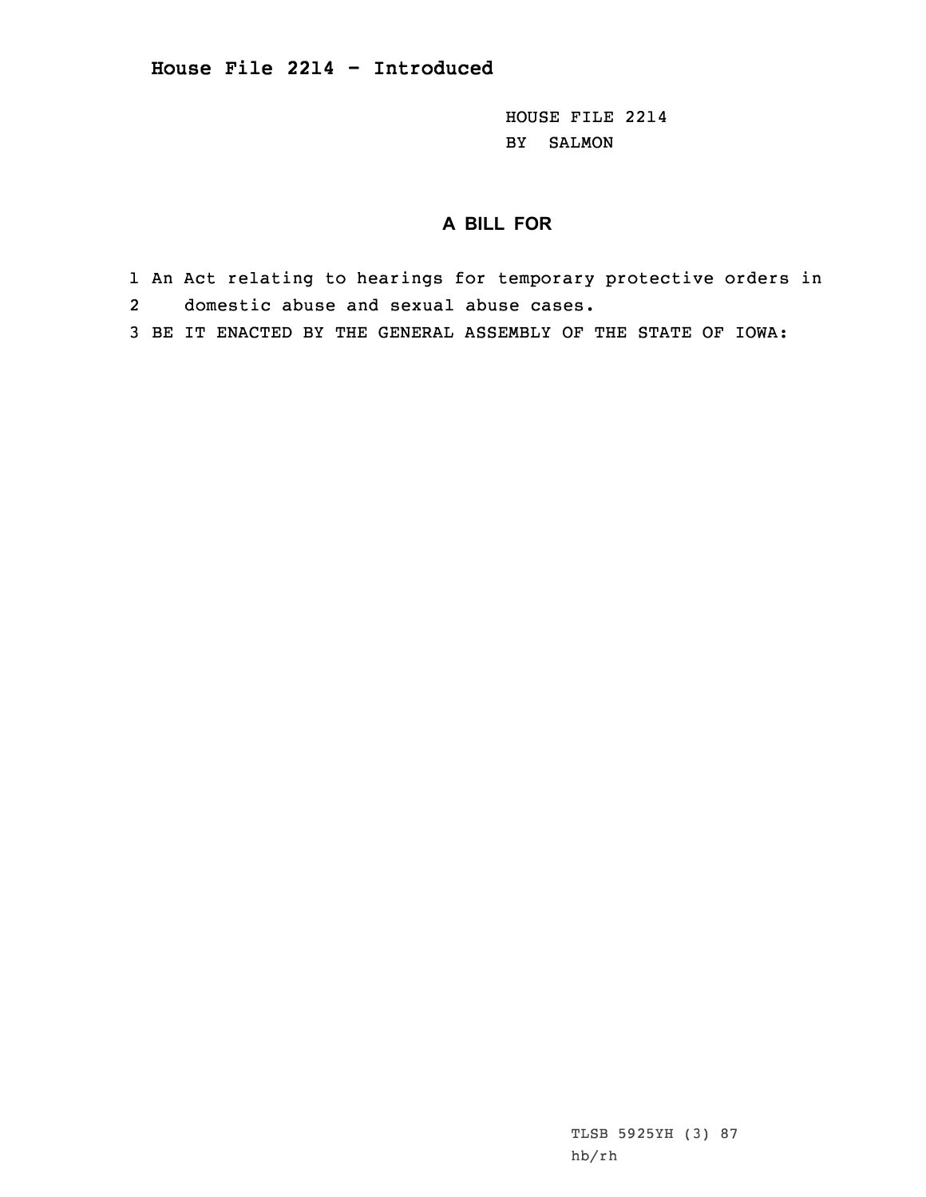# House File 2214 - Introduced

HOUSE FILE 2214
BY SALMON

## A BILL FOR

1 An Act relating to hearings for temporary protective orders in
2 domestic abuse and sexual abuse cases.
3 BE IT ENACTED BY THE GENERAL ASSEMBLY OF THE STATE OF IOWA:

TLSB 5925YH (3) 87
hb/rh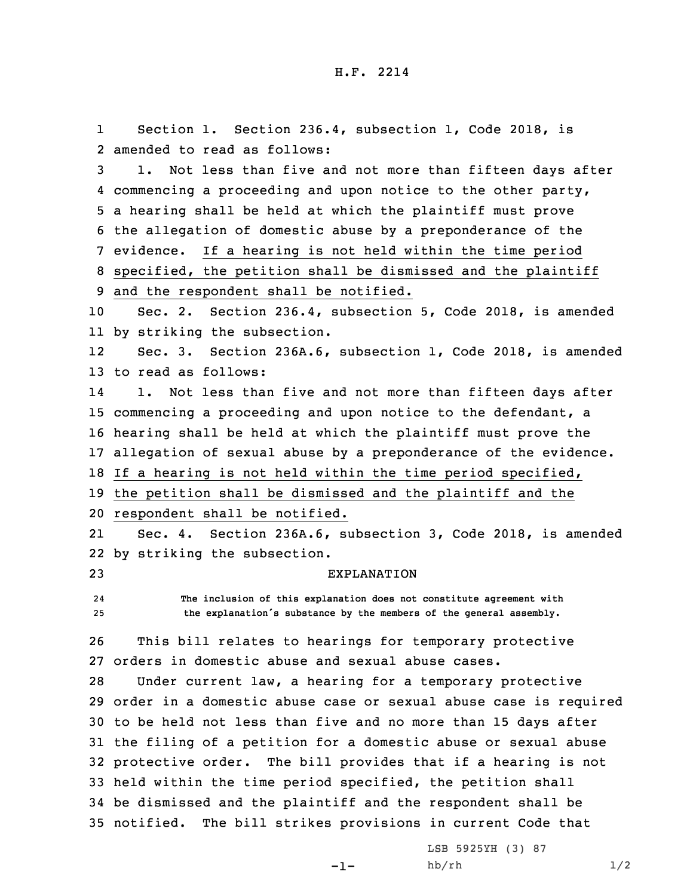H.F. 2214

Section 1. Section 236.4, subsection 1, Code 2018, is amended to read as follows:

1. Not less than five and not more than fifteen days after commencing a proceeding and upon notice to the other party, a hearing shall be held at which the plaintiff must prove the allegation of domestic abuse by a preponderance of the evidence. If a hearing is not held within the time period specified, the petition shall be dismissed and the plaintiff and the respondent shall be notified.

Sec. 2. Section 236.4, subsection 5, Code 2018, is amended by striking the subsection.

Sec. 3. Section 236A.6, subsection 1, Code 2018, is amended to read as follows:

1. Not less than five and not more than fifteen days after commencing a proceeding and upon notice to the defendant, a hearing shall be held at which the plaintiff must prove the allegation of sexual abuse by a preponderance of the evidence. If a hearing is not held within the time period specified, the petition shall be dismissed and the plaintiff and the respondent shall be notified.

Sec. 4. Section 236A.6, subsection 3, Code 2018, is amended by striking the subsection.

EXPLANATION

The inclusion of this explanation does not constitute agreement with the explanation's substance by the members of the general assembly.

This bill relates to hearings for temporary protective orders in domestic abuse and sexual abuse cases.

Under current law, a hearing for a temporary protective order in a domestic abuse case or sexual abuse case is required to be held not less than five and no more than 15 days after the filing of a petition for a domestic abuse or sexual abuse protective order. The bill provides that if a hearing is not held within the time period specified, the petition shall be dismissed and the plaintiff and the respondent shall be notified. The bill strikes provisions in current Code that

LSB 5925YH (3) 87
hb/rh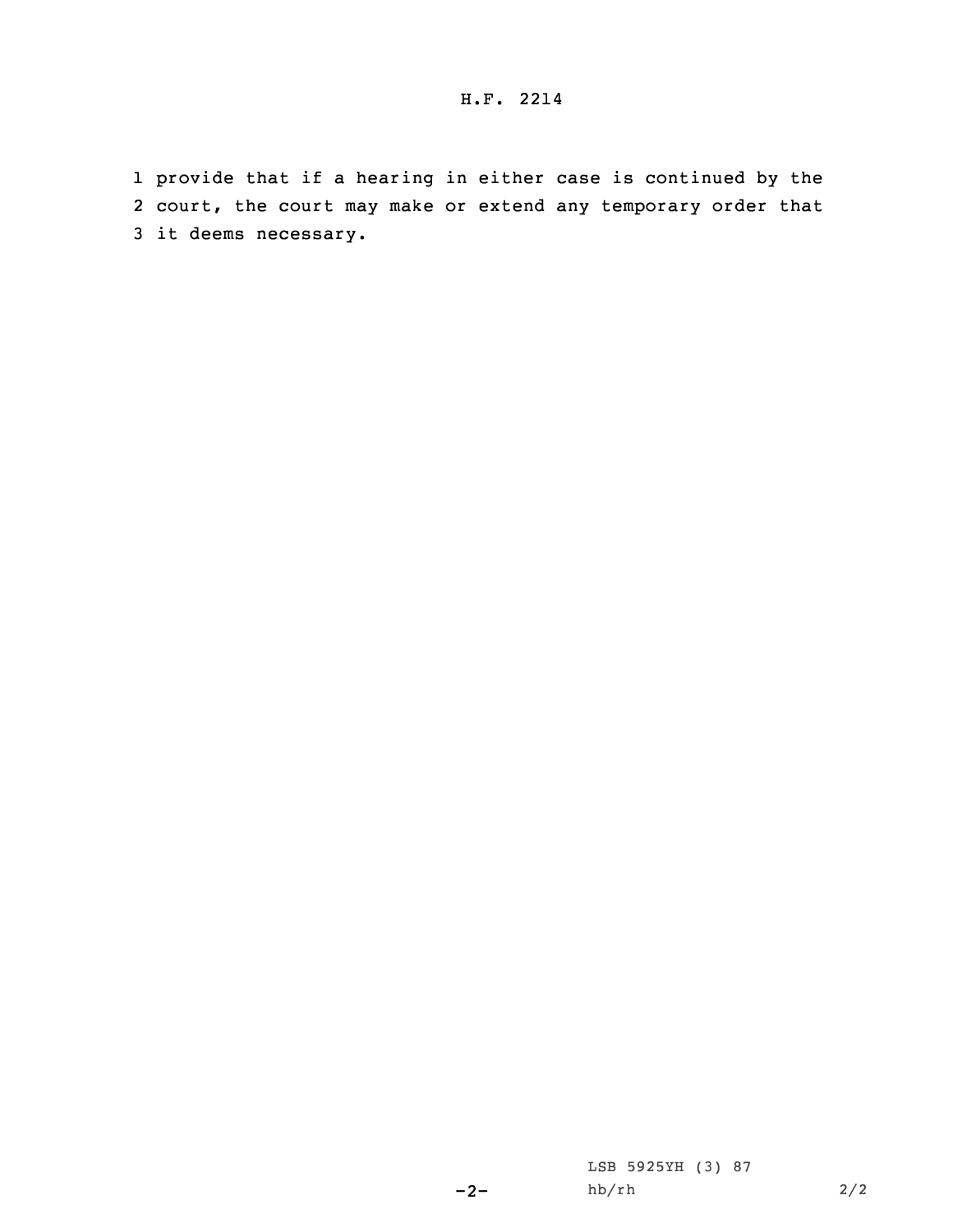provide that if a hearing in either case is continued by the court, the court may make or extend any temporary order that it deems necessary.